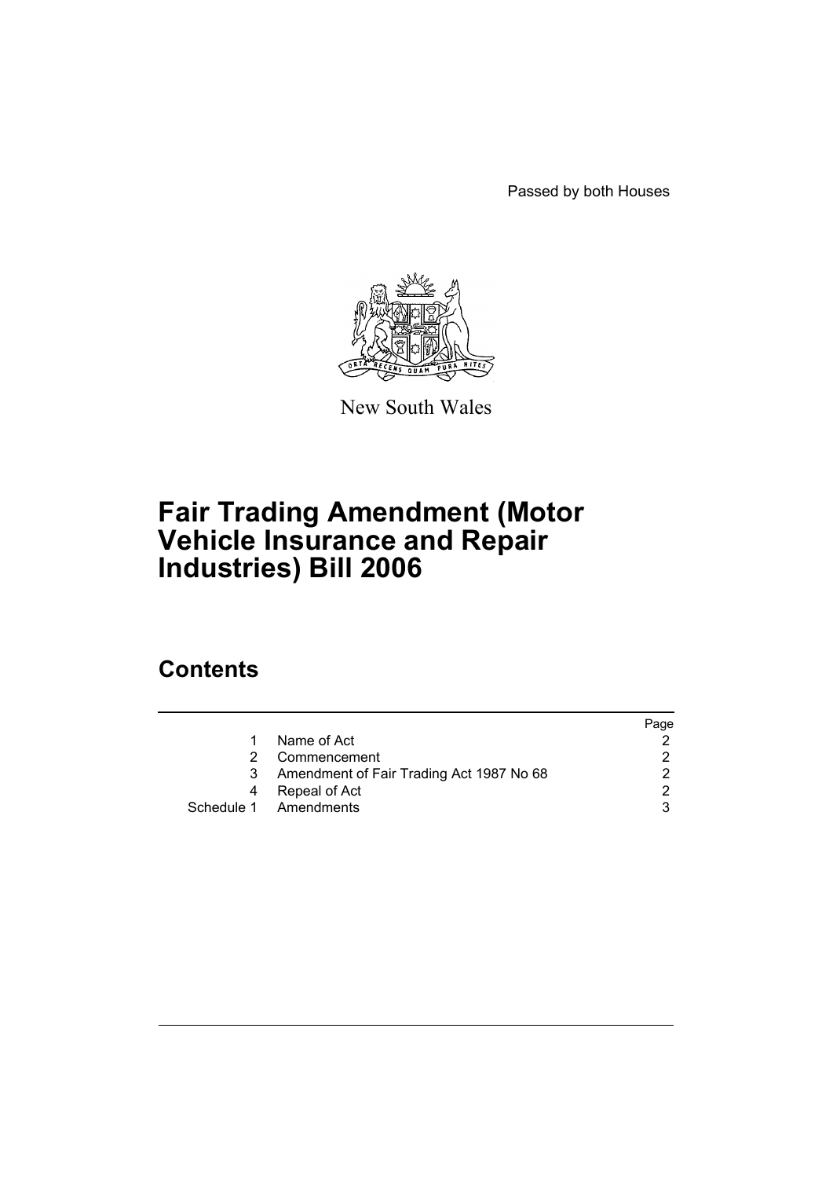Passed by both Houses

New South Wales

# Fair Trading Amendment (Motor Vehicle Insurance and Repair Industries) Bill 2006

## Contents

| | | Page |
|---|---|---|
| 1 | Name of Act | 2 |
| 2 | Commencement | 2 |
| 3 | Amendment of Fair Trading Act 1987 No 68 | 2 |
| 4 | Repeal of Act | 2 |
| Schedule 1 | Amendments | 3 |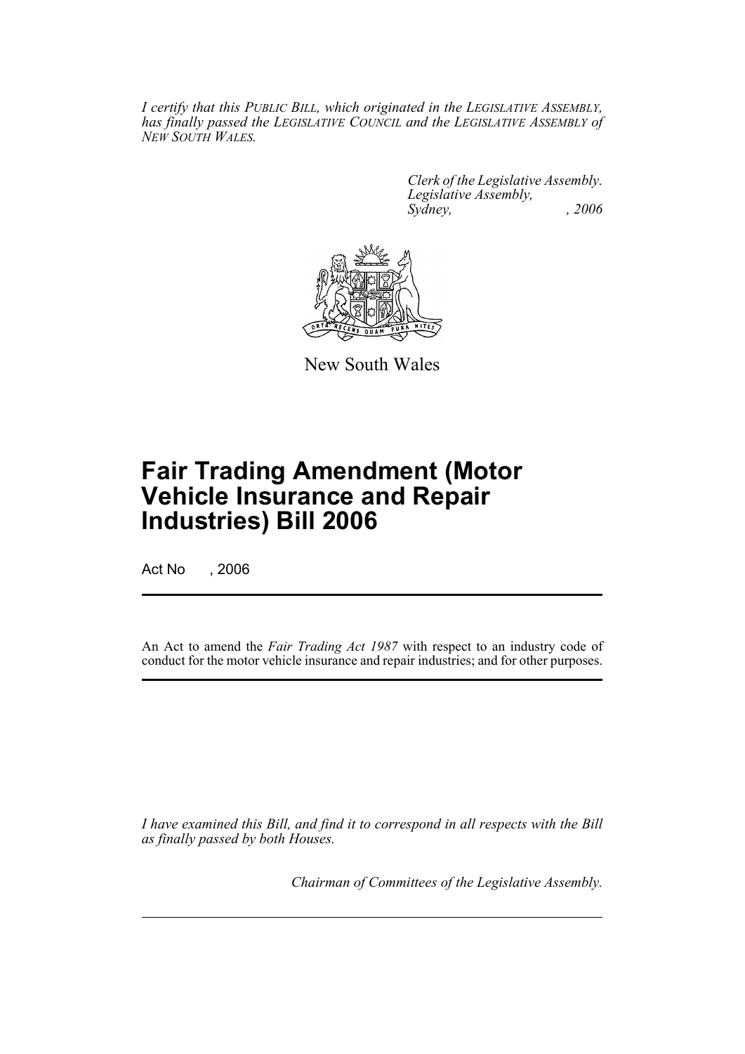*I certify that this PUBLIC BILL, which originated in the LEGISLATIVE ASSEMBLY, has finally passed the LEGISLATIVE COUNCIL and the LEGISLATIVE ASSEMBLY of NEW SOUTH WALES.*

*Clerk of the Legislative Assembly.*
*Legislative Assembly,*
*Sydney, , 2006*

New South Wales

# Fair Trading Amendment (Motor Vehicle Insurance and Repair Industries) Bill 2006

Act No , 2006

An Act to amend the *Fair Trading Act 1987* with respect to an industry code of conduct for the motor vehicle insurance and repair industries; and for other purposes.

*I have examined this Bill, and find it to correspond in all respects with the Bill as finally passed by both Houses.*

*Chairman of Committees of the Legislative Assembly.*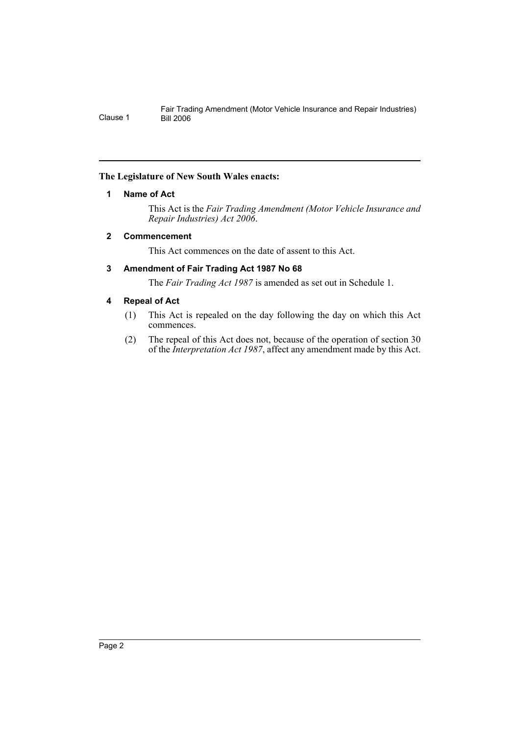**The Legislature of New South Wales enacts:**

### 1 Name of Act

This Act is the *Fair Trading Amendment (Motor Vehicle Insurance and Repair Industries) Act 2006*.

### 2 Commencement

This Act commences on the date of assent to this Act.

### 3 Amendment of Fair Trading Act 1987 No 68

The *Fair Trading Act 1987* is amended as set out in Schedule 1.

### 4 Repeal of Act

(1) This Act is repealed on the day following the day on which this Act commences.

(2) The repeal of this Act does not, because of the operation of section 30 of the *Interpretation Act 1987*, affect any amendment made by this Act.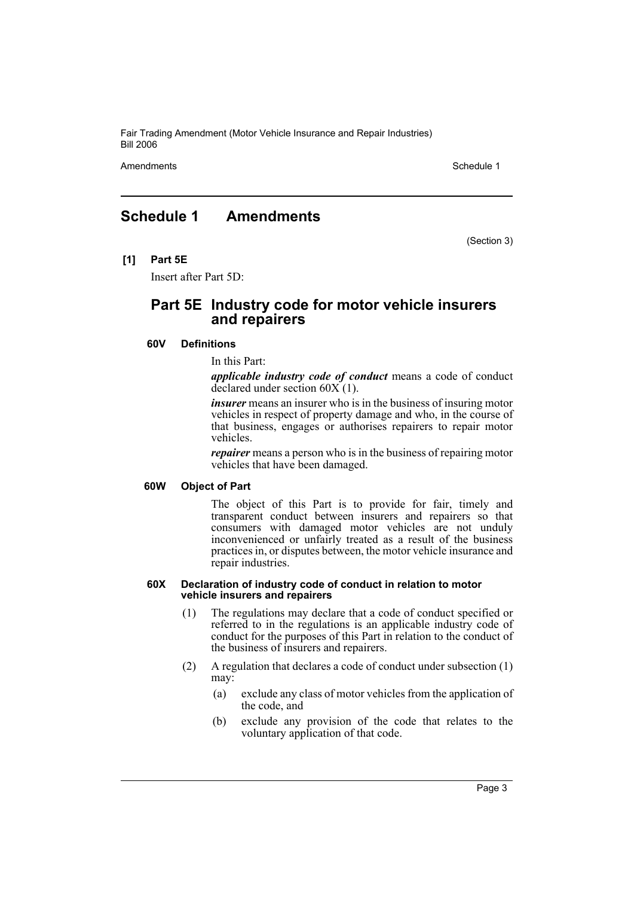## Schedule 1 Amendments

(Section 3)

**[1] Part 5E**

Insert after Part 5D:

### Part 5E Industry code for motor vehicle insurers and repairers

#### 60V Definitions

In this Part:

***applicable industry code of conduct*** means a code of conduct declared under section 60X (1).

***insurer*** means an insurer who is in the business of insuring motor vehicles in respect of property damage and who, in the course of that business, engages or authorises repairers to repair motor vehicles.

***repairer*** means a person who is in the business of repairing motor vehicles that have been damaged.

#### 60W Object of Part

The object of this Part is to provide for fair, timely and transparent conduct between insurers and repairers so that consumers with damaged motor vehicles are not unduly inconvenienced or unfairly treated as a result of the business practices in, or disputes between, the motor vehicle insurance and repair industries.

#### 60X Declaration of industry code of conduct in relation to motor vehicle insurers and repairers

(1) The regulations may declare that a code of conduct specified or referred to in the regulations is an applicable industry code of conduct for the purposes of this Part in relation to the conduct of the business of insurers and repairers.

(2) A regulation that declares a code of conduct under subsection (1) may:

(a) exclude any class of motor vehicles from the application of the code, and

(b) exclude any provision of the code that relates to the voluntary application of that code.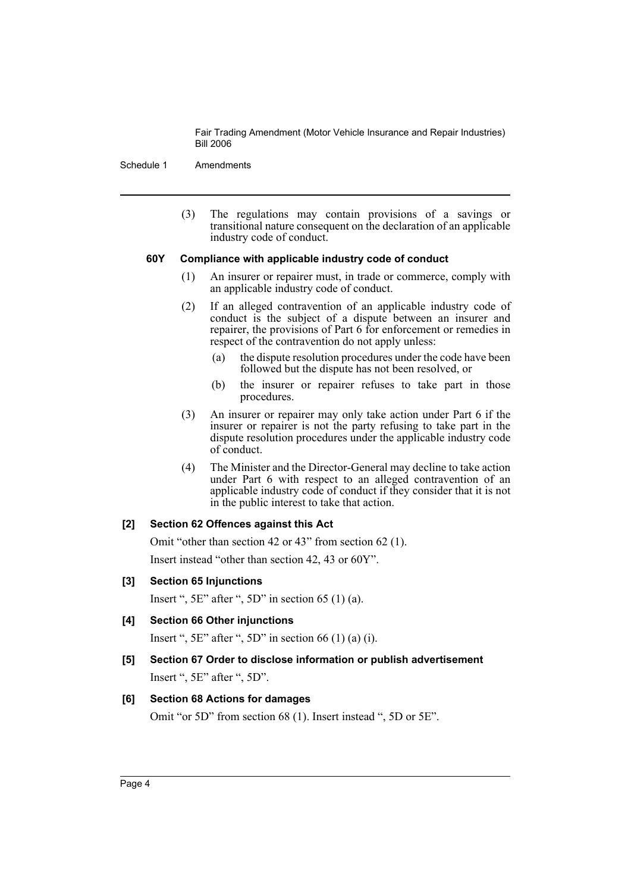(3) The regulations may contain provisions of a savings or transitional nature consequent on the declaration of an applicable industry code of conduct.

#### 60Y Compliance with applicable industry code of conduct

(1) An insurer or repairer must, in trade or commerce, comply with an applicable industry code of conduct.

(2) If an alleged contravention of an applicable industry code of conduct is the subject of a dispute between an insurer and repairer, the provisions of Part 6 for enforcement or remedies in respect of the contravention do not apply unless:

(a) the dispute resolution procedures under the code have been followed but the dispute has not been resolved, or

(b) the insurer or repairer refuses to take part in those procedures.

(3) An insurer or repairer may only take action under Part 6 if the insurer or repairer is not the party refusing to take part in the dispute resolution procedures under the applicable industry code of conduct.

(4) The Minister and the Director-General may decline to take action under Part 6 with respect to an alleged contravention of an applicable industry code of conduct if they consider that it is not in the public interest to take that action.

#### [2] Section 62 Offences against this Act

Omit "other than section 42 or 43" from section 62 (1).

Insert instead "other than section 42, 43 or 60Y".

#### [3] Section 65 Injunctions

Insert ", 5E" after ", 5D" in section 65 (1) (a).

#### [4] Section 66 Other injunctions

Insert ", 5E" after ", 5D" in section 66 (1) (a) (i).

#### [5] Section 67 Order to disclose information or publish advertisement

Insert ", 5E" after ", 5D".

#### [6] Section 68 Actions for damages

Omit "or 5D" from section 68 (1). Insert instead ", 5D or 5E".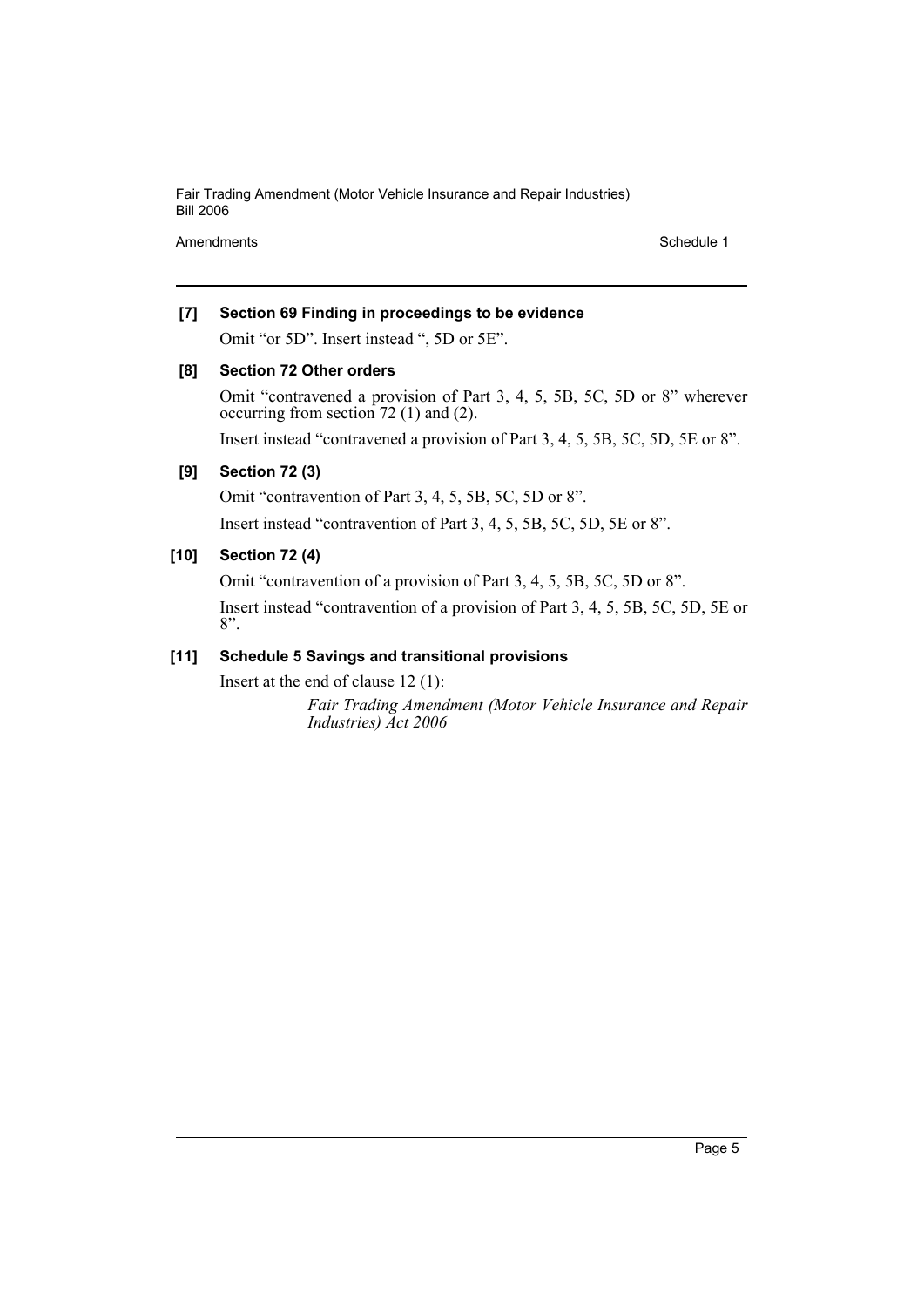**[7] Section 69 Finding in proceedings to be evidence**

Omit "or 5D". Insert instead ", 5D or 5E".

**[8] Section 72 Other orders**

Omit "contravened a provision of Part 3, 4, 5, 5B, 5C, 5D or 8" wherever occurring from section 72 (1) and (2).

Insert instead "contravened a provision of Part 3, 4, 5, 5B, 5C, 5D, 5E or 8".

**[9] Section 72 (3)**

Omit "contravention of Part 3, 4, 5, 5B, 5C, 5D or 8".

Insert instead "contravention of Part 3, 4, 5, 5B, 5C, 5D, 5E or 8".

**[10] Section 72 (4)**

Omit "contravention of a provision of Part 3, 4, 5, 5B, 5C, 5D or 8".

Insert instead "contravention of a provision of Part 3, 4, 5, 5B, 5C, 5D, 5E or 8".

**[11] Schedule 5 Savings and transitional provisions**

Insert at the end of clause 12 (1):

*Fair Trading Amendment (Motor Vehicle Insurance and Repair Industries) Act 2006*